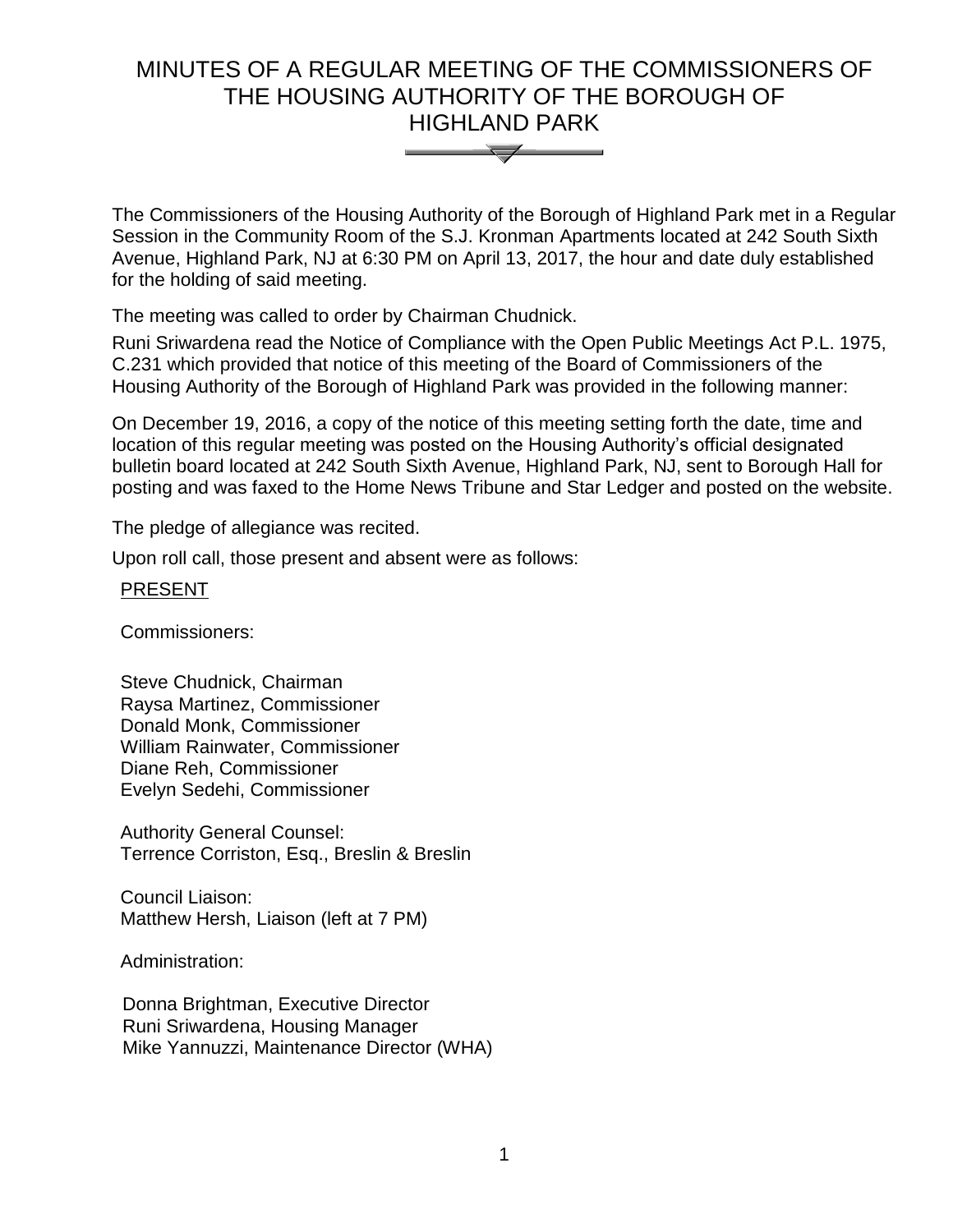# MINUTES OF A REGULAR MEETING OF THE COMMISSIONERS OF THE HOUSING AUTHORITY OF THE BOROUGH OF HIGHLAND PARK

The Commissioners of the Housing Authority of the Borough of Highland Park met in a Regular Session in the Community Room of the S.J. Kronman Apartments located at 242 South Sixth Avenue, Highland Park, NJ at 6:30 PM on April 13, 2017, the hour and date duly established for the holding of said meeting.

The meeting was called to order by Chairman Chudnick.

Runi Sriwardena read the Notice of Compliance with the Open Public Meetings Act P.L. 1975, C.231 which provided that notice of this meeting of the Board of Commissioners of the Housing Authority of the Borough of Highland Park was provided in the following manner:

On December 19, 2016, a copy of the notice of this meeting setting forth the date, time and location of this regular meeting was posted on the Housing Authority's official designated bulletin board located at 242 South Sixth Avenue, Highland Park, NJ, sent to Borough Hall for posting and was faxed to the Home News Tribune and Star Ledger and posted on the website.

The pledge of allegiance was recited.

Upon roll call, those present and absent were as follows:

<u>PRESENT</u>

Commissioners:

Steve Chudnick, Chairman
Raysa Martinez, Commissioner
Donald Monk, Commissioner
William Rainwater, Commissioner
Diane Reh, Commissioner
Evelyn Sedehi, Commissioner

Authority General Counsel:
Terrence Corriston, Esq., Breslin & Breslin

Council Liaison:
Matthew Hersh, Liaison (left at 7 PM)

Administration:

Donna Brightman, Executive Director
Runi Sriwardena, Housing Manager
Mike Yannuzzi, Maintenance Director (WHA)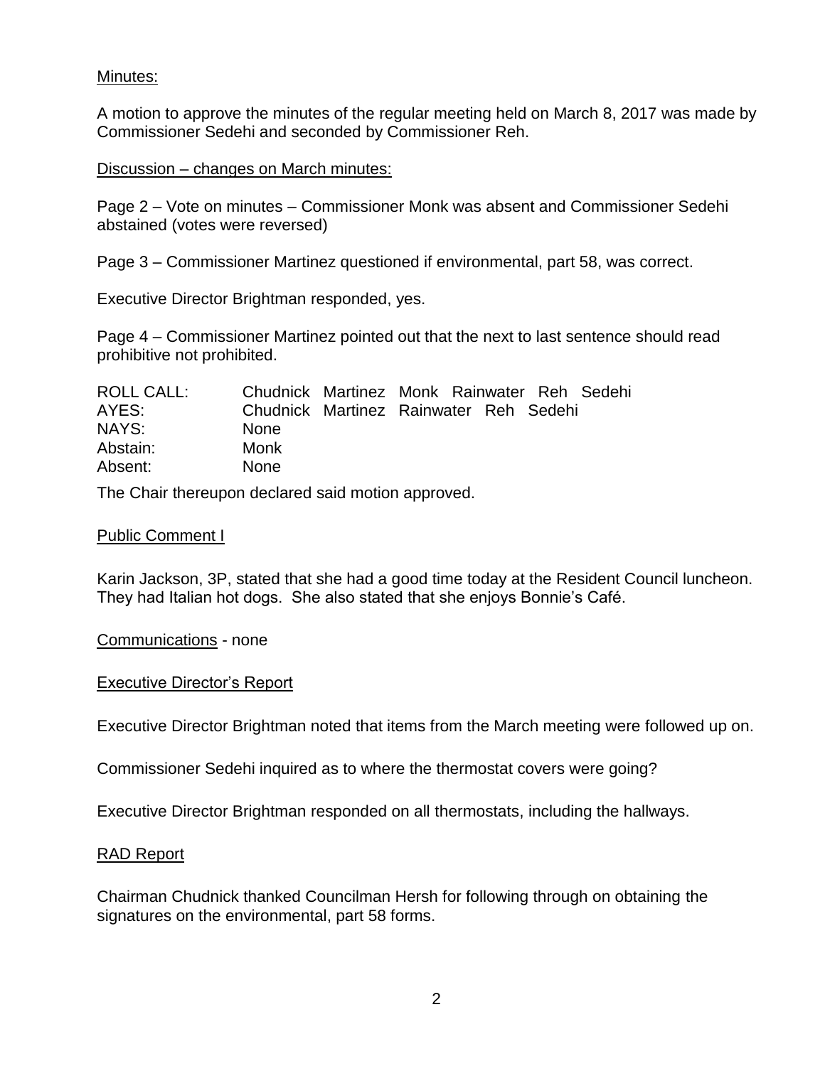Minutes:

A motion to approve the minutes of the regular meeting held on March 8, 2017 was made by Commissioner Sedehi and seconded by Commissioner Reh.

Discussion – changes on March minutes:

Page 2 – Vote on minutes – Commissioner Monk was absent and Commissioner Sedehi abstained (votes were reversed)

Page 3 – Commissioner Martinez questioned if environmental, part 58, was correct.

Executive Director Brightman responded, yes.

Page 4 – Commissioner Martinez pointed out that the next to last sentence should read prohibitive not prohibited.

| | |
|---|---|
| ROLL CALL: | Chudnick Martinez Monk Rainwater Reh Sedehi |
| AYES: | Chudnick Martinez Rainwater Reh Sedehi |
| NAYS: | None |
| Abstain: | Monk |
| Absent: | None |

The Chair thereupon declared said motion approved.

Public Comment I

Karin Jackson, 3P, stated that she had a good time today at the Resident Council luncheon. They had Italian hot dogs. She also stated that she enjoys Bonnie's Café.

Communications - none

Executive Director's Report

Executive Director Brightman noted that items from the March meeting were followed up on.

Commissioner Sedehi inquired as to where the thermostat covers were going?

Executive Director Brightman responded on all thermostats, including the hallways.

RAD Report

Chairman Chudnick thanked Councilman Hersh for following through on obtaining the signatures on the environmental, part 58 forms.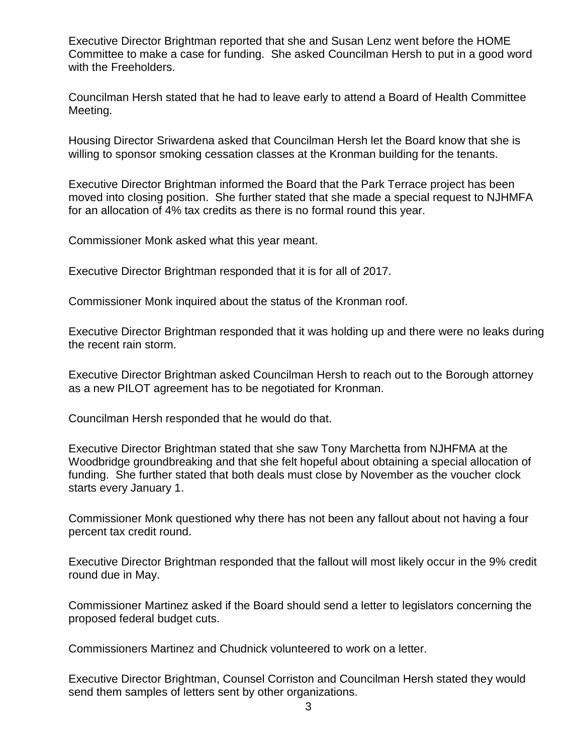Executive Director Brightman reported that she and Susan Lenz went before the HOME Committee to make a case for funding. She asked Councilman Hersh to put in a good word with the Freeholders.

Councilman Hersh stated that he had to leave early to attend a Board of Health Committee Meeting.

Housing Director Sriwardena asked that Councilman Hersh let the Board know that she is willing to sponsor smoking cessation classes at the Kronman building for the tenants.

Executive Director Brightman informed the Board that the Park Terrace project has been moved into closing position. She further stated that she made a special request to NJHMFA for an allocation of 4% tax credits as there is no formal round this year.

Commissioner Monk asked what this year meant.

Executive Director Brightman responded that it is for all of 2017.

Commissioner Monk inquired about the status of the Kronman roof.

Executive Director Brightman responded that it was holding up and there were no leaks during the recent rain storm.

Executive Director Brightman asked Councilman Hersh to reach out to the Borough attorney as a new PILOT agreement has to be negotiated for Kronman.

Councilman Hersh responded that he would do that.

Executive Director Brightman stated that she saw Tony Marchetta from NJHFMA at the Woodbridge groundbreaking and that she felt hopeful about obtaining a special allocation of funding. She further stated that both deals must close by November as the voucher clock starts every January 1.

Commissioner Monk questioned why there has not been any fallout about not having a four percent tax credit round.

Executive Director Brightman responded that the fallout will most likely occur in the 9% credit round due in May.

Commissioner Martinez asked if the Board should send a letter to legislators concerning the proposed federal budget cuts.

Commissioners Martinez and Chudnick volunteered to work on a letter.

Executive Director Brightman, Counsel Corriston and Councilman Hersh stated they would send them samples of letters sent by other organizations.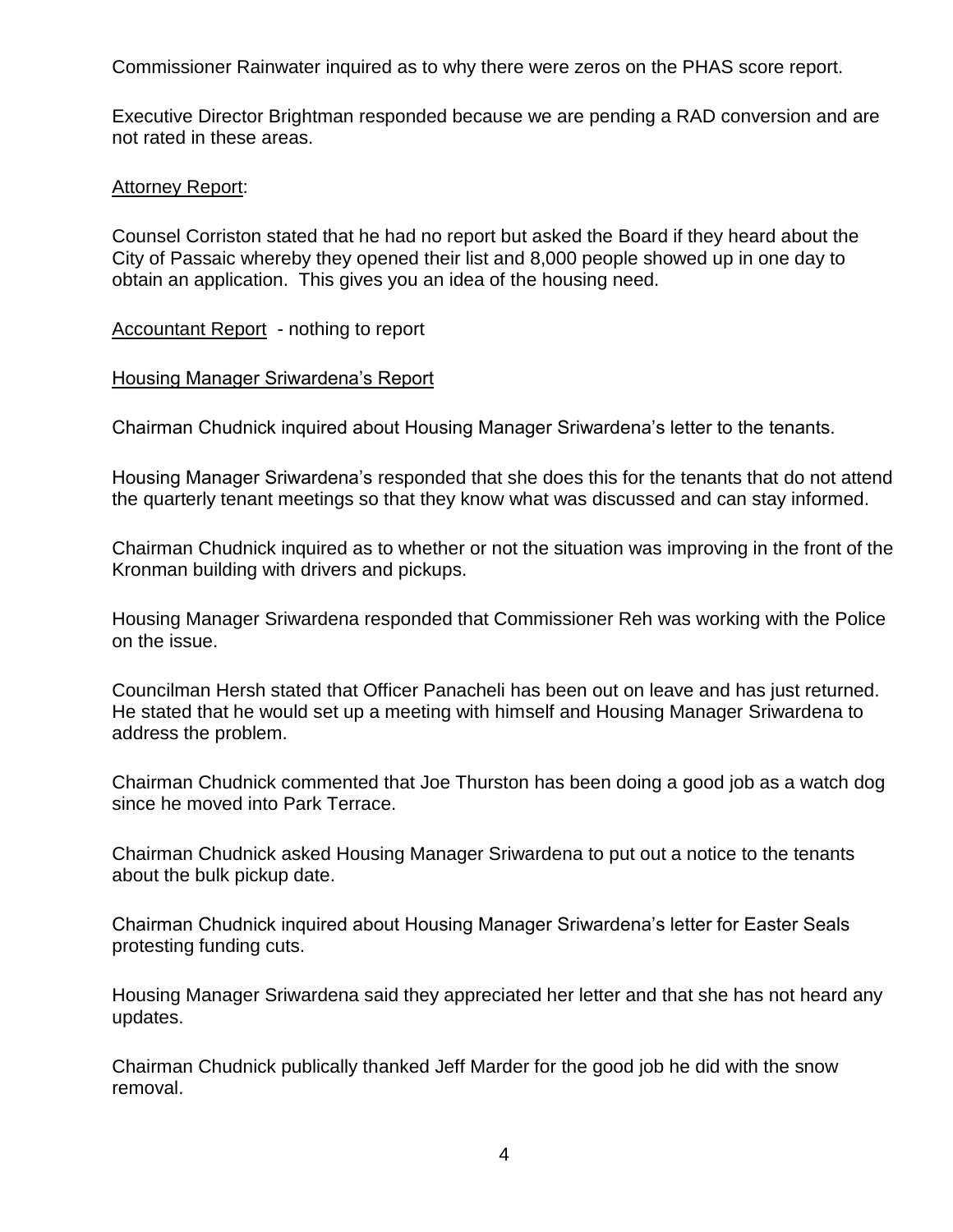Commissioner Rainwater inquired as to why there were zeros on the PHAS score report.

Executive Director Brightman responded because we are pending a RAD conversion and are not rated in these areas.

Attorney Report:

Counsel Corriston stated that he had no report but asked the Board if they heard about the City of Passaic whereby they opened their list and 8,000 people showed up in one day to obtain an application. This gives you an idea of the housing need.

Accountant Report - nothing to report

Housing Manager Sriwardena's Report

Chairman Chudnick inquired about Housing Manager Sriwardena's letter to the tenants.

Housing Manager Sriwardena's responded that she does this for the tenants that do not attend the quarterly tenant meetings so that they know what was discussed and can stay informed.

Chairman Chudnick inquired as to whether or not the situation was improving in the front of the Kronman building with drivers and pickups.

Housing Manager Sriwardena responded that Commissioner Reh was working with the Police on the issue.

Councilman Hersh stated that Officer Panacheli has been out on leave and has just returned. He stated that he would set up a meeting with himself and Housing Manager Sriwardena to address the problem.

Chairman Chudnick commented that Joe Thurston has been doing a good job as a watch dog since he moved into Park Terrace.

Chairman Chudnick asked Housing Manager Sriwardena to put out a notice to the tenants about the bulk pickup date.

Chairman Chudnick inquired about Housing Manager Sriwardena's letter for Easter Seals protesting funding cuts.

Housing Manager Sriwardena said they appreciated her letter and that she has not heard any updates.

Chairman Chudnick publically thanked Jeff Marder for the good job he did with the snow removal.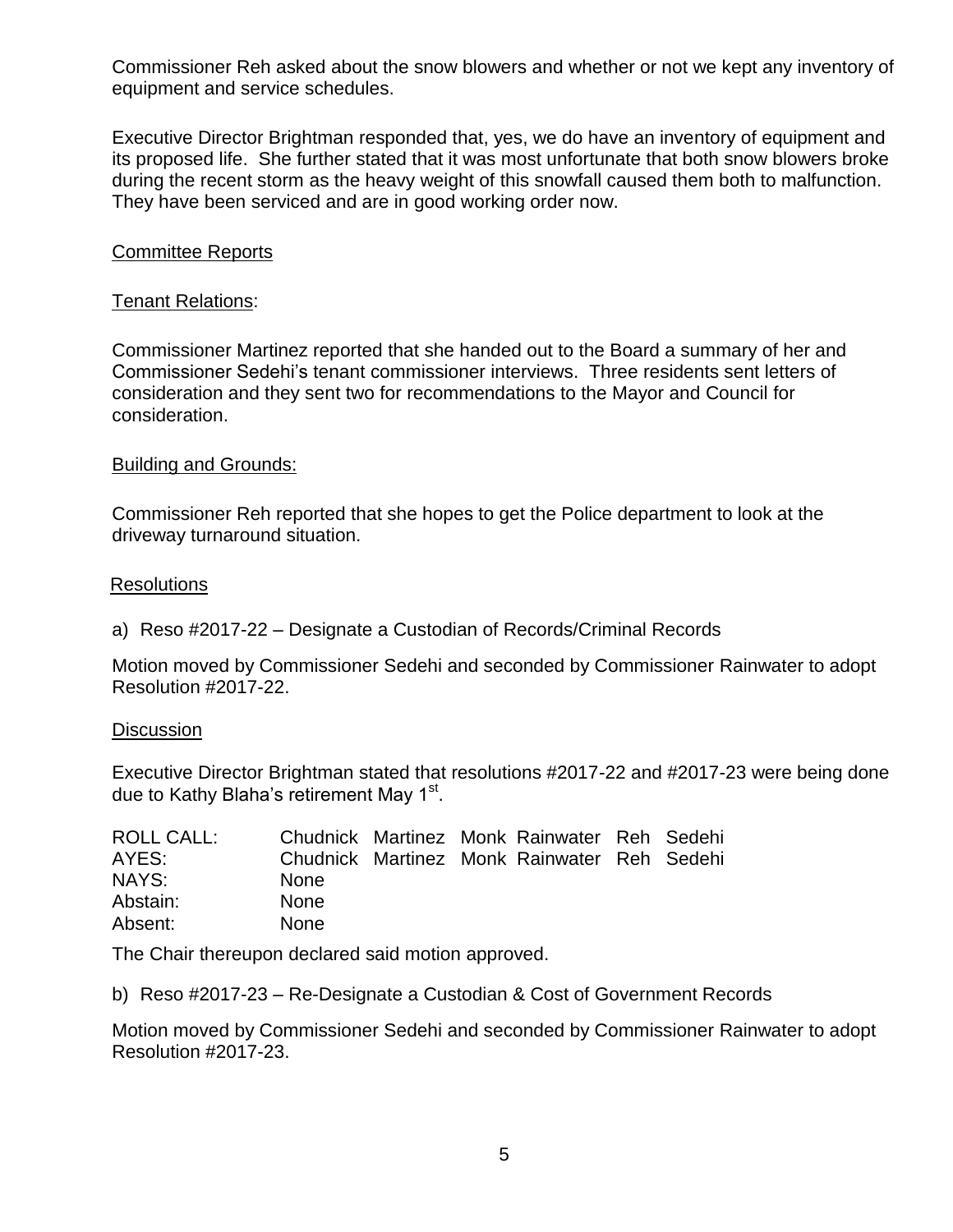Commissioner Reh asked about the snow blowers and whether or not we kept any inventory of equipment and service schedules.

Executive Director Brightman responded that, yes, we do have an inventory of equipment and its proposed life. She further stated that it was most unfortunate that both snow blowers broke during the recent storm as the heavy weight of this snowfall caused them both to malfunction. They have been serviced and are in good working order now.

<u>Committee Reports</u>

<u>Tenant Relations</u>:

Commissioner Martinez reported that she handed out to the Board a summary of her and Commissioner Sedehi's tenant commissioner interviews. Three residents sent letters of consideration and they sent two for recommendations to the Mayor and Council for consideration.

<u>Building and Grounds:</u>

Commissioner Reh reported that she hopes to get the Police department to look at the driveway turnaround situation.

<u>Resolutions</u>

a) Reso #2017-22 – Designate a Custodian of Records/Criminal Records

Motion moved by Commissioner Sedehi and seconded by Commissioner Rainwater to adopt Resolution #2017-22.

<u>Discussion</u>

Executive Director Brightman stated that resolutions #2017-22 and #2017-23 were being done due to Kathy Blaha's retirement May 1st.

| ROLL CALL: | Chudnick | Martinez | Monk | Rainwater | Reh | Sedehi |
|---|---|---|---|---|---|---|
| AYES: | Chudnick | Martinez | Monk | Rainwater | Reh | Sedehi |
| NAYS: | None | | | | | |
| Abstain: | None | | | | | |
| Absent: | None | | | | | |

The Chair thereupon declared said motion approved.

b) Reso #2017-23 – Re-Designate a Custodian & Cost of Government Records

Motion moved by Commissioner Sedehi and seconded by Commissioner Rainwater to adopt Resolution #2017-23.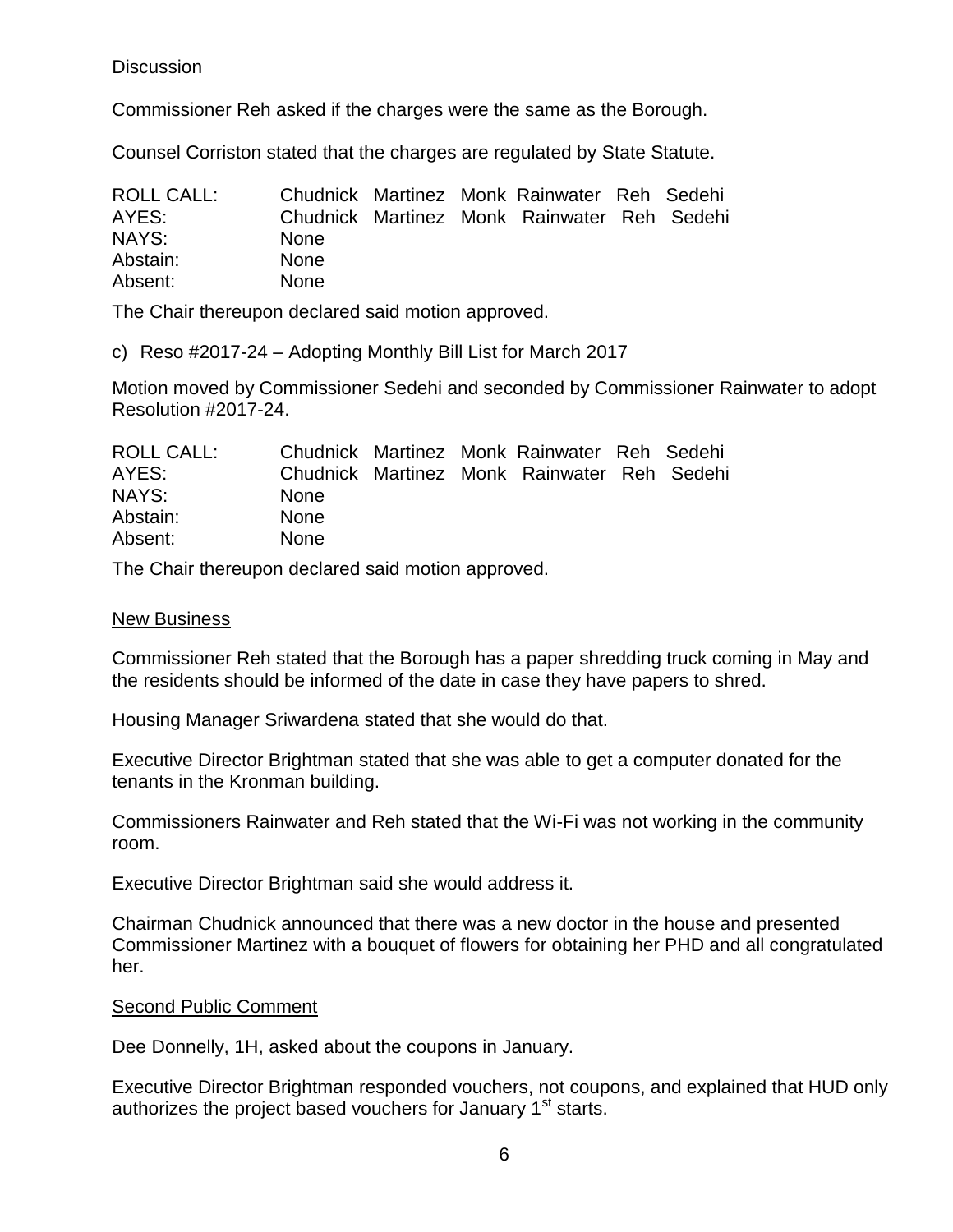Discussion

Commissioner Reh asked if the charges were the same as the Borough.

Counsel Corriston stated that the charges are regulated by State Statute.

| ROLL CALL: | Chudnick Martinez Monk Rainwater Reh Sedehi |
|---|---|
| AYES: | Chudnick Martinez Monk Rainwater Reh Sedehi |
| NAYS: | None |
| Abstain: | None |
| Absent: | None |

The Chair thereupon declared said motion approved.

c) Reso #2017-24 – Adopting Monthly Bill List for March 2017

Motion moved by Commissioner Sedehi and seconded by Commissioner Rainwater to adopt Resolution #2017-24.

| ROLL CALL: | Chudnick Martinez Monk Rainwater Reh Sedehi |
|---|---|
| AYES: | Chudnick Martinez Monk Rainwater Reh Sedehi |
| NAYS: | None |
| Abstain: | None |
| Absent: | None |

The Chair thereupon declared said motion approved.

New Business

Commissioner Reh stated that the Borough has a paper shredding truck coming in May and the residents should be informed of the date in case they have papers to shred.

Housing Manager Sriwardena stated that she would do that.

Executive Director Brightman stated that she was able to get a computer donated for the tenants in the Kronman building.

Commissioners Rainwater and Reh stated that the Wi-Fi was not working in the community room.

Executive Director Brightman said she would address it.

Chairman Chudnick announced that there was a new doctor in the house and presented Commissioner Martinez with a bouquet of flowers for obtaining her PHD and all congratulated her.

Second Public Comment

Dee Donnelly, 1H, asked about the coupons in January.

Executive Director Brightman responded vouchers, not coupons, and explained that HUD only authorizes the project based vouchers for January 1st starts.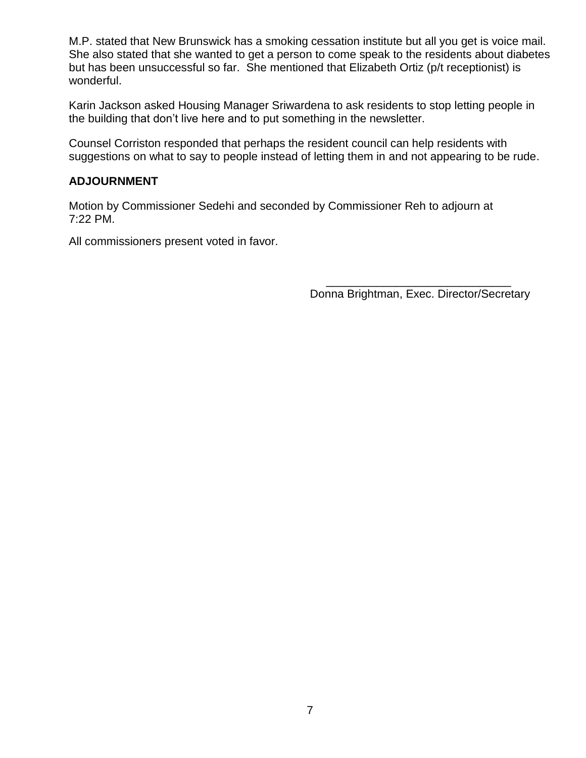M.P. stated that New Brunswick has a smoking cessation institute but all you get is voice mail. She also stated that she wanted to get a person to come speak to the residents about diabetes but has been unsuccessful so far. She mentioned that Elizabeth Ortiz (p/t receptionist) is wonderful.

Karin Jackson asked Housing Manager Sriwardena to ask residents to stop letting people in the building that don't live here and to put something in the newsletter.

Counsel Corriston responded that perhaps the resident council can help residents with suggestions on what to say to people instead of letting them in and not appearing to be rude.

## ADJOURNMENT

Motion by Commissioner Sedehi and seconded by Commissioner Reh to adjourn at 7:22 PM.

All commissioners present voted in favor.

\_\_\_\_\_\_\_\_\_\_\_\_\_\_\_\_\_\_\_\_\_\_\_\_\_\_\_\_\_\_

Donna Brightman, Exec. Director/Secretary